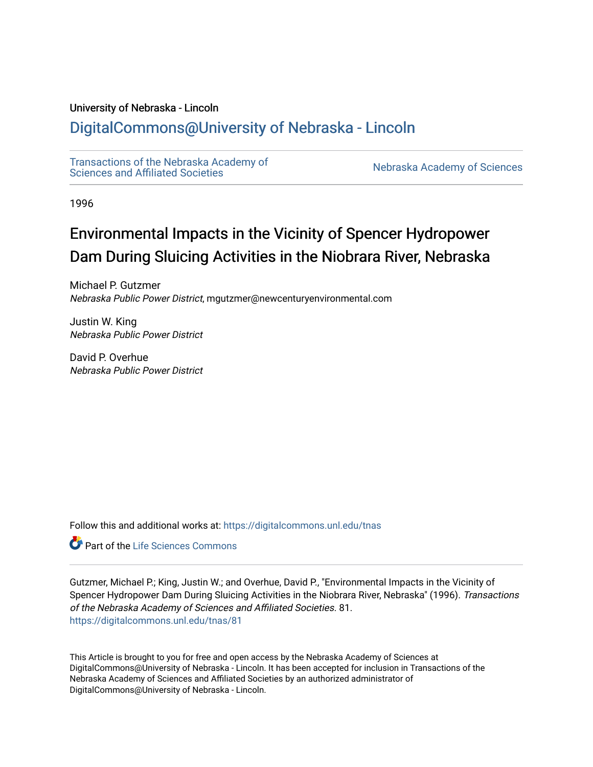University of Nebraska - Lincoln

## DigitalCommons@University of Nebraska - Lincoln

Transactions of the Nebraska Academy of Sciences and Affiliated Societies

Nebraska Academy of Sciences

1996

# Environmental Impacts in the Vicinity of Spencer Hydropower Dam During Sluicing Activities in the Niobrara River, Nebraska

Michael P. Gutzmer
*Nebraska Public Power District*, mgutzmer@newcenturyenvironmental.com

Justin W. King
*Nebraska Public Power District*

David P. Overhue
*Nebraska Public Power District*

Follow this and additional works at: https://digitalcommons.unl.edu/tnas

Part of the Life Sciences Commons

Gutzmer, Michael P.; King, Justin W.; and Overhue, David P., "Environmental Impacts in the Vicinity of Spencer Hydropower Dam During Sluicing Activities in the Niobrara River, Nebraska" (1996). *Transactions of the Nebraska Academy of Sciences and Affiliated Societies*. 81.
https://digitalcommons.unl.edu/tnas/81

This Article is brought to you for free and open access by the Nebraska Academy of Sciences at DigitalCommons@University of Nebraska - Lincoln. It has been accepted for inclusion in Transactions of the Nebraska Academy of Sciences and Affiliated Societies by an authorized administrator of DigitalCommons@University of Nebraska - Lincoln.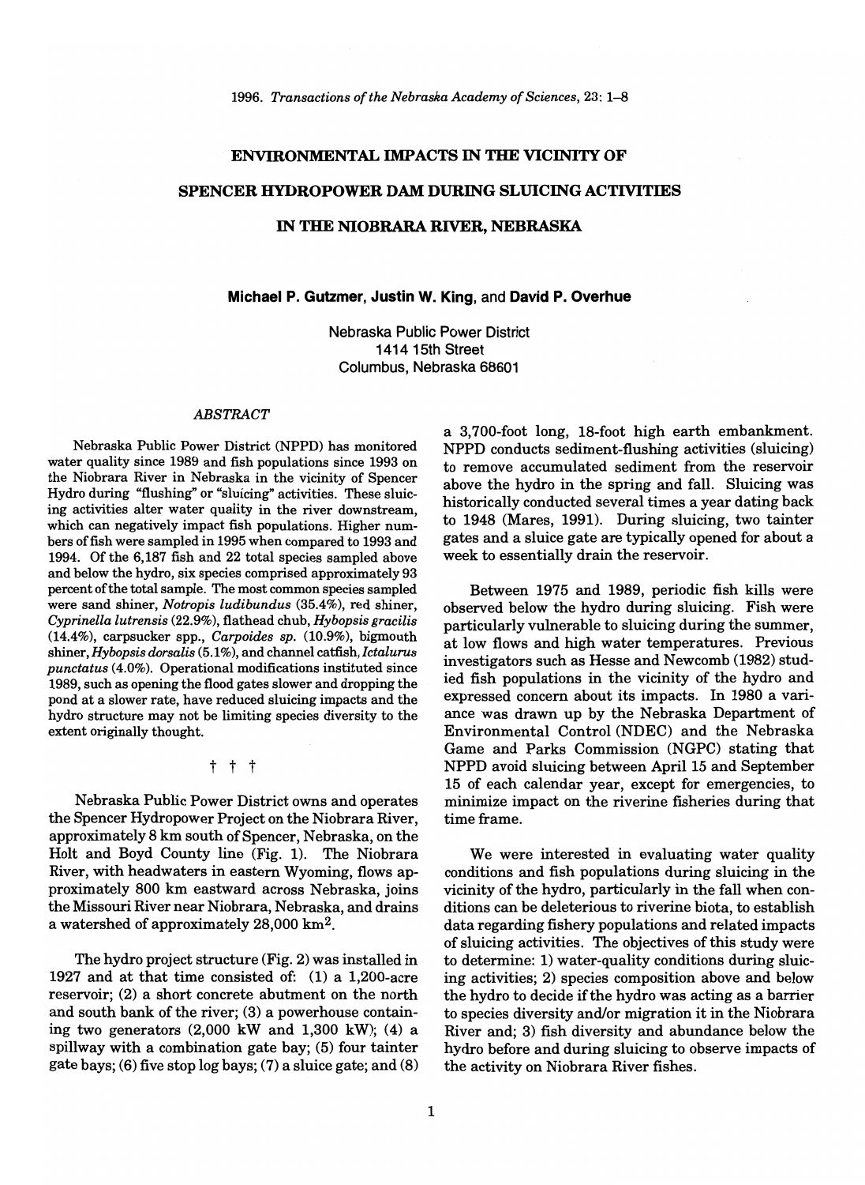# ENVIRONMENTAL IMPACTS IN THE VICINITY OF SPENCER HYDROPOWER DAM DURING SLUICING ACTIVITIES IN THE NIOBRARA RIVER, NEBRASKA

**Michael P. Gutzmer, Justin W. King,** and **David P. Overhue**

Nebraska Public Power District
1414 15th Street
Columbus, Nebraska 68601

## *ABSTRACT*

Nebraska Public Power District (NPPD) has monitored water quality since 1989 and fish populations since 1993 on the Niobrara River in Nebraska in the vicinity of Spencer Hydro during "flushing" or "sluicing" activities. These sluicing activities alter water quality in the river downstream, which can negatively impact fish populations. Higher numbers of fish were sampled in 1995 when compared to 1993 and 1994. Of the 6,187 fish and 22 total species sampled above and below the hydro, six species comprised approximately 93 percent of the total sample. The most common species sampled were sand shiner, *Notropis ludibundus* (35.4%), red shiner, *Cyprinella lutrensis* (22.9%), flathead chub, *Hybopsis gracilis* (14.4%), carpsucker spp., *Carpoides sp.* (10.9%), bigmouth shiner, *Hybopsis dorsalis* (5.1%), and channel catfish, *Ictalurus punctatus* (4.0%). Operational modifications instituted since 1989, such as opening the flood gates slower and dropping the pond at a slower rate, have reduced sluicing impacts and the hydro structure may not be limiting species diversity to the extent originally thought.

† † †

Nebraska Public Power District owns and operates the Spencer Hydropower Project on the Niobrara River, approximately 8 km south of Spencer, Nebraska, on the Holt and Boyd County line (Fig. 1). The Niobrara River, with headwaters in eastern Wyoming, flows approximately 800 km eastward across Nebraska, joins the Missouri River near Niobrara, Nebraska, and drains a watershed of approximately 28,000 km$^2$.

The hydro project structure (Fig. 2) was installed in 1927 and at that time consisted of: (1) a 1,200-acre reservoir; (2) a short concrete abutment on the north and south bank of the river; (3) a powerhouse containing two generators (2,000 kW and 1,300 kW); (4) a spillway with a combination gate bay; (5) four tainter gate bays; (6) five stop log bays; (7) a sluice gate; and (8) a 3,700-foot long, 18-foot high earth embankment. NPPD conducts sediment-flushing activities (sluicing) to remove accumulated sediment from the reservoir above the hydro in the spring and fall. Sluicing was historically conducted several times a year dating back to 1948 (Mares, 1991). During sluicing, two tainter gates and a sluice gate are typically opened for about a week to essentially drain the reservoir.

Between 1975 and 1989, periodic fish kills were observed below the hydro during sluicing. Fish were particularly vulnerable to sluicing during the summer, at low flows and high water temperatures. Previous investigators such as Hesse and Newcomb (1982) studied fish populations in the vicinity of the hydro and expressed concern about its impacts. In 1980 a variance was drawn up by the Nebraska Department of Environmental Control (NDEC) and the Nebraska Game and Parks Commission (NGPC) stating that NPPD avoid sluicing between April 15 and September 15 of each calendar year, except for emergencies, to minimize impact on the riverine fisheries during that time frame.

We were interested in evaluating water quality conditions and fish populations during sluicing in the vicinity of the hydro, particularly in the fall when conditions can be deleterious to riverine biota, to establish data regarding fishery populations and related impacts of sluicing activities. The objectives of this study were to determine: 1) water-quality conditions during sluicing activities; 2) species composition above and below the hydro to decide if the hydro was acting as a barrier to species diversity and/or migration it in the Niobrara River and; 3) fish diversity and abundance below the hydro before and during sluicing to observe impacts of the activity on Niobrara River fishes.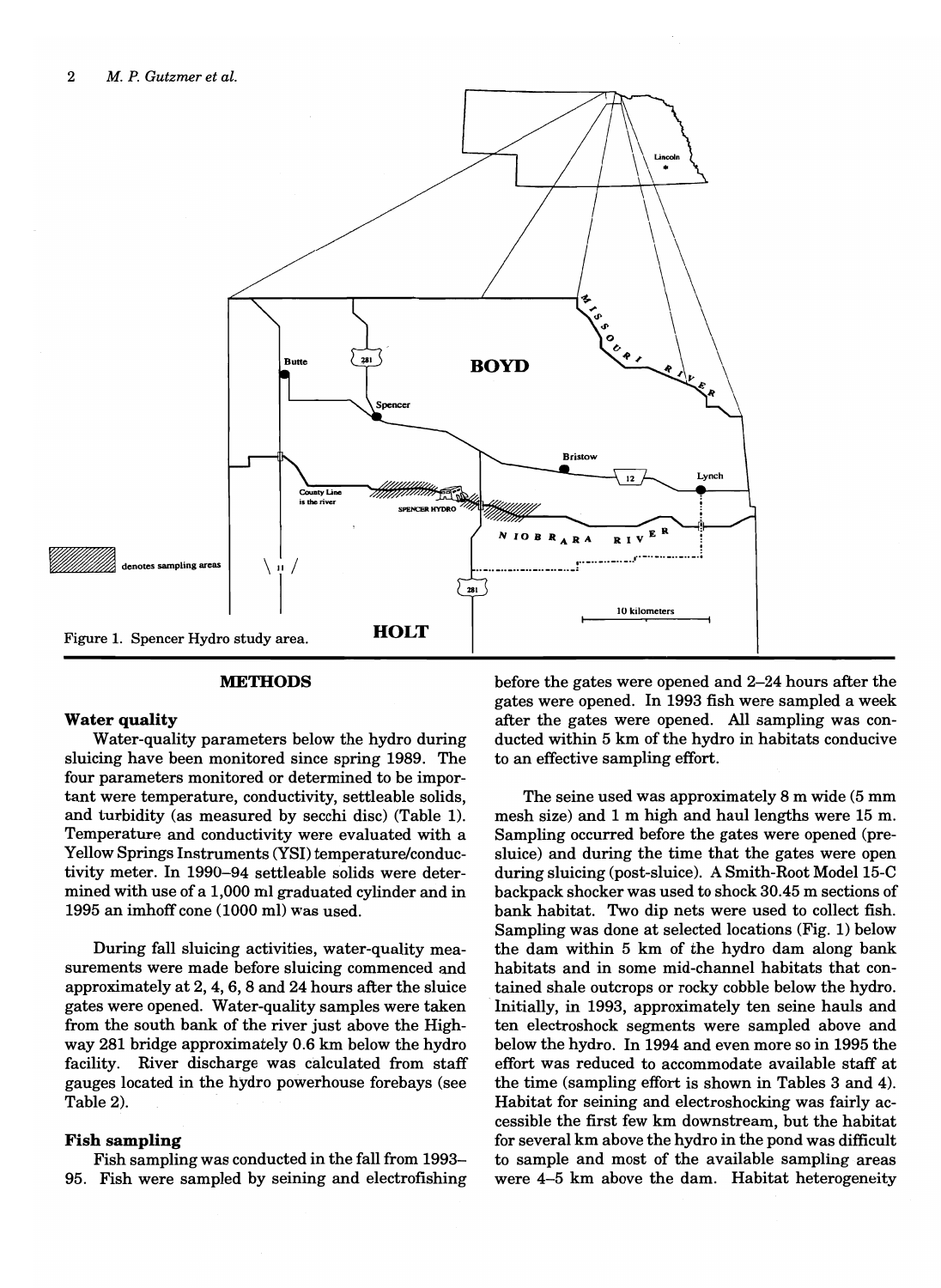Figure 1. Spencer Hydro study area.

## METHODS

### Water quality

Water-quality parameters below the hydro during sluicing have been monitored since spring 1989. The four parameters monitored or determined to be important were temperature, conductivity, settleable solids, and turbidity (as measured by secchi disc) (Table 1). Temperature and conductivity were evaluated with a Yellow Springs Instruments (YSI) temperature/conductivity meter. In 1990–94 settleable solids were determined with use of a 1,000 ml graduated cylinder and in 1995 an imhoff cone (1000 ml) was used.

During fall sluicing activities, water-quality measurements were made before sluicing commenced and approximately at 2, 4, 6, 8 and 24 hours after the sluice gates were opened. Water-quality samples were taken from the south bank of the river just above the Highway 281 bridge approximately 0.6 km below the hydro facility. River discharge was calculated from staff gauges located in the hydro powerhouse forebays (see Table 2).

### Fish sampling

Fish sampling was conducted in the fall from 1993–95. Fish were sampled by seining and electrofishing before the gates were opened and 2–24 hours after the gates were opened. In 1993 fish were sampled a week after the gates were opened. All sampling was conducted within 5 km of the hydro in habitats conducive to an effective sampling effort.

The seine used was approximately 8 m wide (5 mm mesh size) and 1 m high and haul lengths were 15 m. Sampling occurred before the gates were opened (pre-sluice) and during the time that the gates were open during sluicing (post-sluice). A Smith-Root Model 15-C backpack shocker was used to shock 30.45 m sections of bank habitat. Two dip nets were used to collect fish. Sampling was done at selected locations (Fig. 1) below the dam within 5 km of the hydro dam along bank habitats and in some mid-channel habitats that contained shale outcrops or rocky cobble below the hydro. Initially, in 1993, approximately ten seine hauls and ten electroshock segments were sampled above and below the hydro. In 1994 and even more so in 1995 the effort was reduced to accommodate available staff at the time (sampling effort is shown in Tables 3 and 4). Habitat for seining and electroshocking was fairly accessible the first few km downstream, but the habitat for several km above the hydro in the pond was difficult to sample and most of the available sampling areas were 4–5 km above the dam. Habitat heterogeneity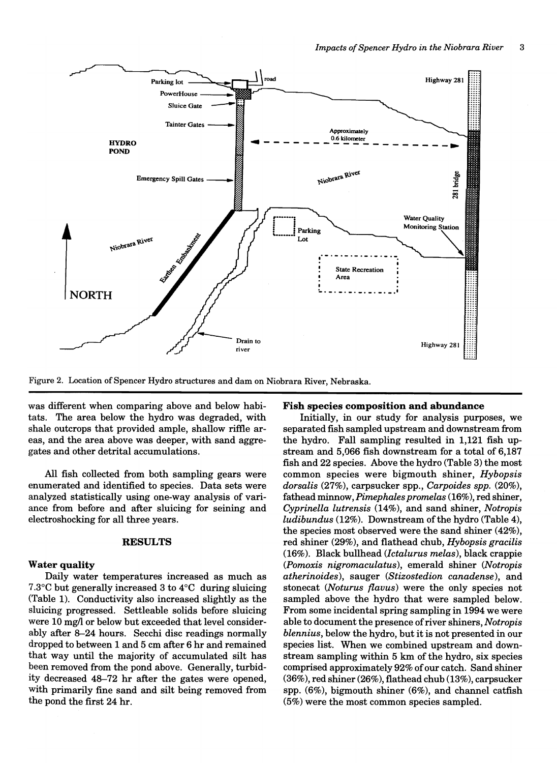Figure 2. Location of Spencer Hydro structures and dam on Niobrara River, Nebraska.

was different when comparing above and below habitats. The area below the hydro was degraded, with shale outcrops that provided ample, shallow riffle areas, and the area above was deeper, with sand aggregates and other detrital accumulations.

All fish collected from both sampling gears were enumerated and identified to species. Data sets were analyzed statistically using one-way analysis of variance from before and after sluicing for seining and electroshocking for all three years.

## RESULTS

### Water quality

Daily water temperatures increased as much as 7.3°C but generally increased 3 to 4°C during sluicing (Table 1). Conductivity also increased slightly as the sluicing progressed. Settleable solids before sluicing were 10 mg/l or below but exceeded that level considerably after 8–24 hours. Secchi disc readings normally dropped to between 1 and 5 cm after 6 hr and remained that way until the majority of accumulated silt has been removed from the pond above. Generally, turbidity decreased 48–72 hr after the gates were opened, with primarily fine sand and silt being removed from the pond the first 24 hr.

### Fish species composition and abundance

Initially, in our study for analysis purposes, we separated fish sampled upstream and downstream from the hydro. Fall sampling resulted in 1,121 fish upstream and 5,066 fish downstream for a total of 6,187 fish and 22 species. Above the hydro (Table 3) the most common species were bigmouth shiner, *Hybopsis dorsalis* (27%), carpsucker spp., *Carpoides spp.* (20%), fathead minnow, *Pimephales promelas* (16%), red shiner, *Cyprinella lutrensis* (14%), and sand shiner, *Notropis ludibundus* (12%). Downstream of the hydro (Table 4), the species most observed were the sand shiner (42%), red shiner (29%), and flathead chub, *Hybopsis gracilis* (16%). Black bullhead (*Ictalurus melas*), black crappie (*Pomoxis nigromaculatus*), emerald shiner (*Notropis atherinoides*), sauger (*Stizostedion canadense*), and stonecat (*Noturus flavus*) were the only species not sampled above the hydro that were sampled below. From some incidental spring sampling in 1994 we were able to document the presence of river shiners, *Notropis blennius*, below the hydro, but it is not presented in our species list. When we combined upstream and downstream sampling within 5 km of the hydro, six species comprised approximately 92% of our catch. Sand shiner (36%), red shiner (26%), flathead chub (13%), carpsucker spp. (6%), bigmouth shiner (6%), and channel catfish (5%) were the most common species sampled.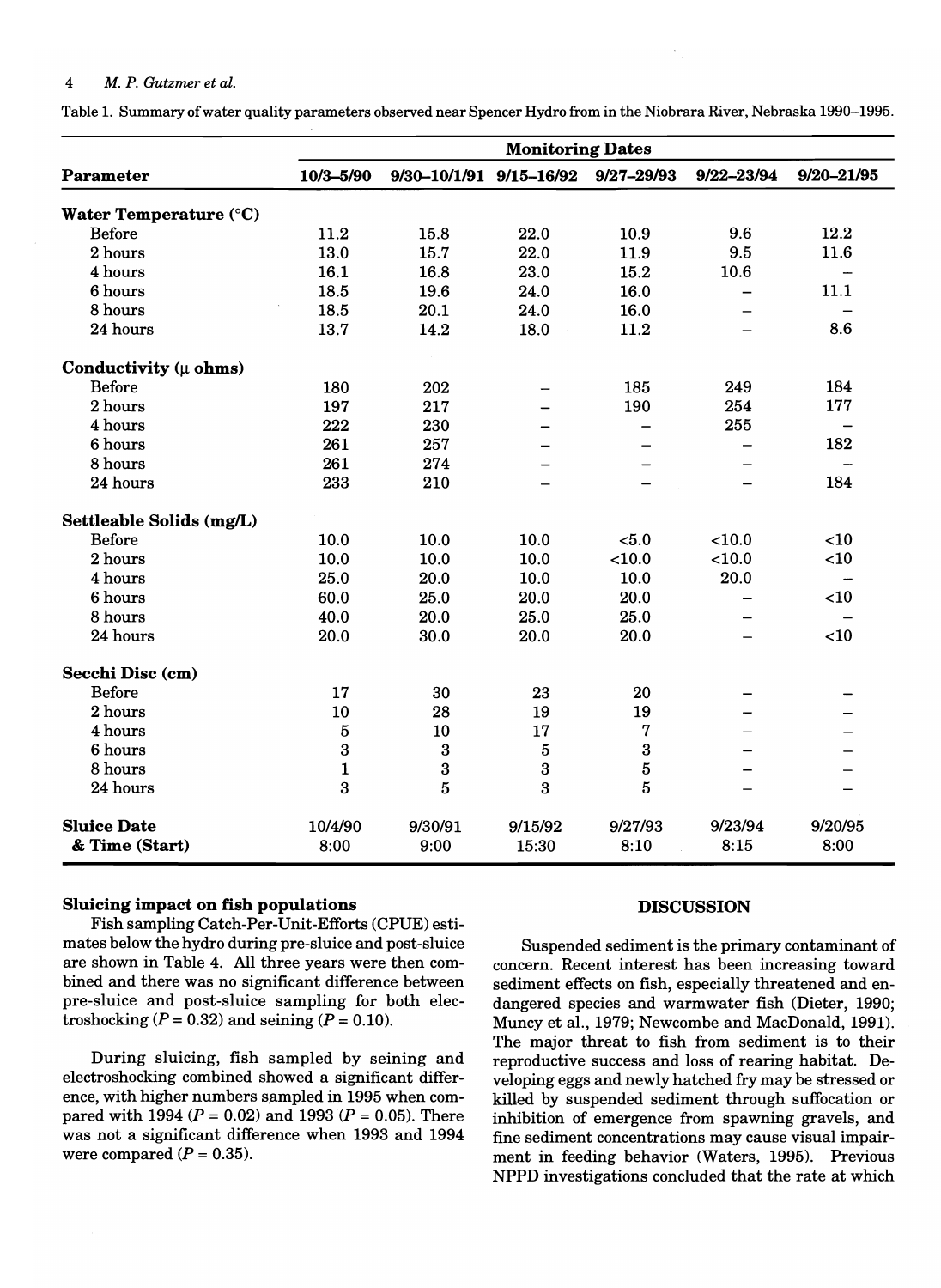Table 1. Summary of water quality parameters observed near Spencer Hydro from in the Niobrara River, Nebraska 1990–1995.

| Parameter | Monitoring Dates | | | | | |
|---|---|---|---|---|---|---|
| | 10/3–5/90 | 9/30–10/1/91 | 9/15–16/92 | 9/27–29/93 | 9/22–23/94 | 9/20–21/95 |
| **Water Temperature (°C)** | | | | | | |
| Before | 11.2 | 15.8 | 22.0 | 10.9 | 9.6 | 12.2 |
| 2 hours | 13.0 | 15.7 | 22.0 | 11.9 | 9.5 | 11.6 |
| 4 hours | 16.1 | 16.8 | 23.0 | 15.2 | 10.6 | – |
| 6 hours | 18.5 | 19.6 | 24.0 | 16.0 | – | 11.1 |
| 8 hours | 18.5 | 20.1 | 24.0 | 16.0 | – | – |
| 24 hours | 13.7 | 14.2 | 18.0 | 11.2 | – | 8.6 |
| **Conductivity (μ ohms)** | | | | | | |
| Before | 180 | 202 | – | 185 | 249 | 184 |
| 2 hours | 197 | 217 | – | 190 | 254 | 177 |
| 4 hours | 222 | 230 | – | – | 255 | – |
| 6 hours | 261 | 257 | – | – | – | 182 |
| 8 hours | 261 | 274 | – | – | – | – |
| 24 hours | 233 | 210 | – | – | – | 184 |
| **Settleable Solids (mg/L)** | | | | | | |
| Before | 10.0 | 10.0 | 10.0 | <5.0 | <10.0 | <10 |
| 2 hours | 10.0 | 10.0 | 10.0 | <10.0 | <10.0 | <10 |
| 4 hours | 25.0 | 20.0 | 10.0 | 10.0 | 20.0 | – |
| 6 hours | 60.0 | 25.0 | 20.0 | 20.0 | – | <10 |
| 8 hours | 40.0 | 20.0 | 25.0 | 25.0 | – | – |
| 24 hours | 20.0 | 30.0 | 20.0 | 20.0 | – | <10 |
| **Secchi Disc (cm)** | | | | | | |
| Before | 17 | 30 | 23 | 20 | – | – |
| 2 hours | 10 | 28 | 19 | 19 | – | – |
| 4 hours | 5 | 10 | 17 | 7 | – | – |
| 6 hours | 3 | 3 | 5 | 3 | – | – |
| 8 hours | 1 | 3 | 3 | 5 | – | – |
| 24 hours | 3 | 5 | 3 | 5 | – | – |
| **Sluice Date** | 10/4/90 | 9/30/91 | 9/15/92 | 9/27/93 | 9/23/94 | 9/20/95 |
| **& Time (Start)** | 8:00 | 9:00 | 15:30 | 8:10 | 8:15 | 8:00 |

### Sluicing impact on fish populations

Fish sampling Catch-Per-Unit-Efforts (CPUE) estimates below the hydro during pre-sluice and post-sluice are shown in Table 4. All three years were then combined and there was no significant difference between pre-sluice and post-sluice sampling for both electroshocking ($P = 0.32$) and seining ($P = 0.10$).

During sluicing, fish sampled by seining and electroshocking combined showed a significant difference, with higher numbers sampled in 1995 when compared with 1994 ($P = 0.02$) and 1993 ($P = 0.05$). There was not a significant difference when 1993 and 1994 were compared ($P = 0.35$).

## DISCUSSION

Suspended sediment is the primary contaminant of concern. Recent interest has been increasing toward sediment effects on fish, especially threatened and endangered species and warmwater fish (Dieter, 1990; Muncy et al., 1979; Newcombe and MacDonald, 1991). The major threat to fish from sediment is to their reproductive success and loss of rearing habitat. Developing eggs and newly hatched fry may be stressed or killed by suspended sediment through suffocation or inhibition of emergence from spawning gravels, and fine sediment concentrations may cause visual impairment in feeding behavior (Waters, 1995). Previous NPPD investigations concluded that the rate at which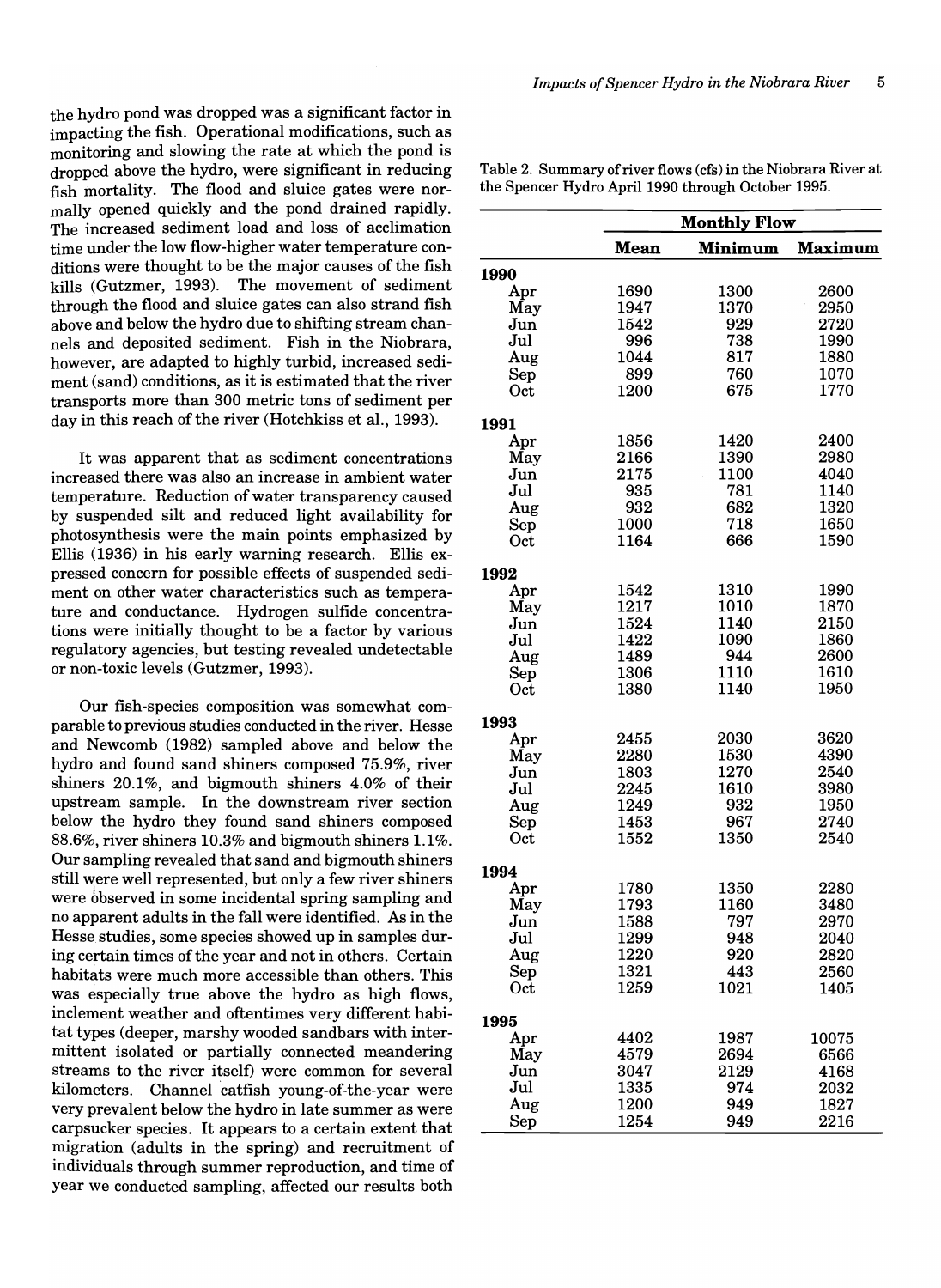the hydro pond was dropped was a significant factor in impacting the fish. Operational modifications, such as monitoring and slowing the rate at which the pond is dropped above the hydro, were significant in reducing fish mortality. The flood and sluice gates were normally opened quickly and the pond drained rapidly. The increased sediment load and loss of acclimation time under the low flow-higher water temperature conditions were thought to be the major causes of the fish kills (Gutzmer, 1993). The movement of sediment through the flood and sluice gates can also strand fish above and below the hydro due to shifting stream channels and deposited sediment. Fish in the Niobrara, however, are adapted to highly turbid, increased sediment (sand) conditions, as it is estimated that the river transports more than 300 metric tons of sediment per day in this reach of the river (Hotchkiss et al., 1993).

It was apparent that as sediment concentrations increased there was also an increase in ambient water temperature. Reduction of water transparency caused by suspended silt and reduced light availability for photosynthesis were the main points emphasized by Ellis (1936) in his early warning research. Ellis expressed concern for possible effects of suspended sediment on other water characteristics such as temperature and conductance. Hydrogen sulfide concentrations were initially thought to be a factor by various regulatory agencies, but testing revealed undetectable or non-toxic levels (Gutzmer, 1993).

Our fish-species composition was somewhat comparable to previous studies conducted in the river. Hesse and Newcomb (1982) sampled above and below the hydro and found sand shiners composed 75.9%, river shiners 20.1%, and bigmouth shiners 4.0% of their upstream sample. In the downstream river section below the hydro they found sand shiners composed 88.6%, river shiners 10.3% and bigmouth shiners 1.1%. Our sampling revealed that sand and bigmouth shiners still were well represented, but only a few river shiners were observed in some incidental spring sampling and no apparent adults in the fall were identified. As in the Hesse studies, some species showed up in samples during certain times of the year and not in others. Certain habitats were much more accessible than others. This was especially true above the hydro as high flows, inclement weather and oftentimes very different habitat types (deeper, marshy wooded sandbars with intermittent isolated or partially connected meandering streams to the river itself) were common for several kilometers. Channel catfish young-of-the-year were very prevalent below the hydro in late summer as were carpsucker species. It appears to a certain extent that migration (adults in the spring) and recruitment of individuals through summer reproduction, and time of year we conducted sampling, affected our results both

Table 2. Summary of river flows (cfs) in the Niobrara River at the Spencer Hydro April 1990 through October 1995.

| | Monthly Flow | | |
|---|---|---|---|
| | **Mean** | **Minimum** | **Maximum** |
| **1990** | | | |
| Apr | 1690 | 1300 | 2600 |
| May | 1947 | 1370 | 2950 |
| Jun | 1542 | 929 | 2720 |
| Jul | 996 | 738 | 1990 |
| Aug | 1044 | 817 | 1880 |
| Sep | 899 | 760 | 1070 |
| Oct | 1200 | 675 | 1770 |
| **1991** | | | |
| Apr | 1856 | 1420 | 2400 |
| May | 2166 | 1390 | 2980 |
| Jun | 2175 | 1100 | 4040 |
| Jul | 935 | 781 | 1140 |
| Aug | 932 | 682 | 1320 |
| Sep | 1000 | 718 | 1650 |
| Oct | 1164 | 666 | 1590 |
| **1992** | | | |
| Apr | 1542 | 1310 | 1990 |
| May | 1217 | 1010 | 1870 |
| Jun | 1524 | 1140 | 2150 |
| Jul | 1422 | 1090 | 1860 |
| Aug | 1489 | 944 | 2600 |
| Sep | 1306 | 1110 | 1610 |
| Oct | 1380 | 1140 | 1950 |
| **1993** | | | |
| Apr | 2455 | 2030 | 3620 |
| May | 2280 | 1530 | 4390 |
| Jun | 1803 | 1270 | 2540 |
| Jul | 2245 | 1610 | 3980 |
| Aug | 1249 | 932 | 1950 |
| Sep | 1453 | 967 | 2740 |
| Oct | 1552 | 1350 | 2540 |
| **1994** | | | |
| Apr | 1780 | 1350 | 2280 |
| May | 1793 | 1160 | 3480 |
| Jun | 1588 | 797 | 2970 |
| Jul | 1299 | 948 | 2040 |
| Aug | 1220 | 920 | 2820 |
| Sep | 1321 | 443 | 2560 |
| Oct | 1259 | 1021 | 1405 |
| **1995** | | | |
| Apr | 4402 | 1987 | 10075 |
| May | 4579 | 2694 | 6566 |
| Jun | 3047 | 2129 | 4168 |
| Jul | 1335 | 974 | 2032 |
| Aug | 1200 | 949 | 1827 |
| Sep | 1254 | 949 | 2216 |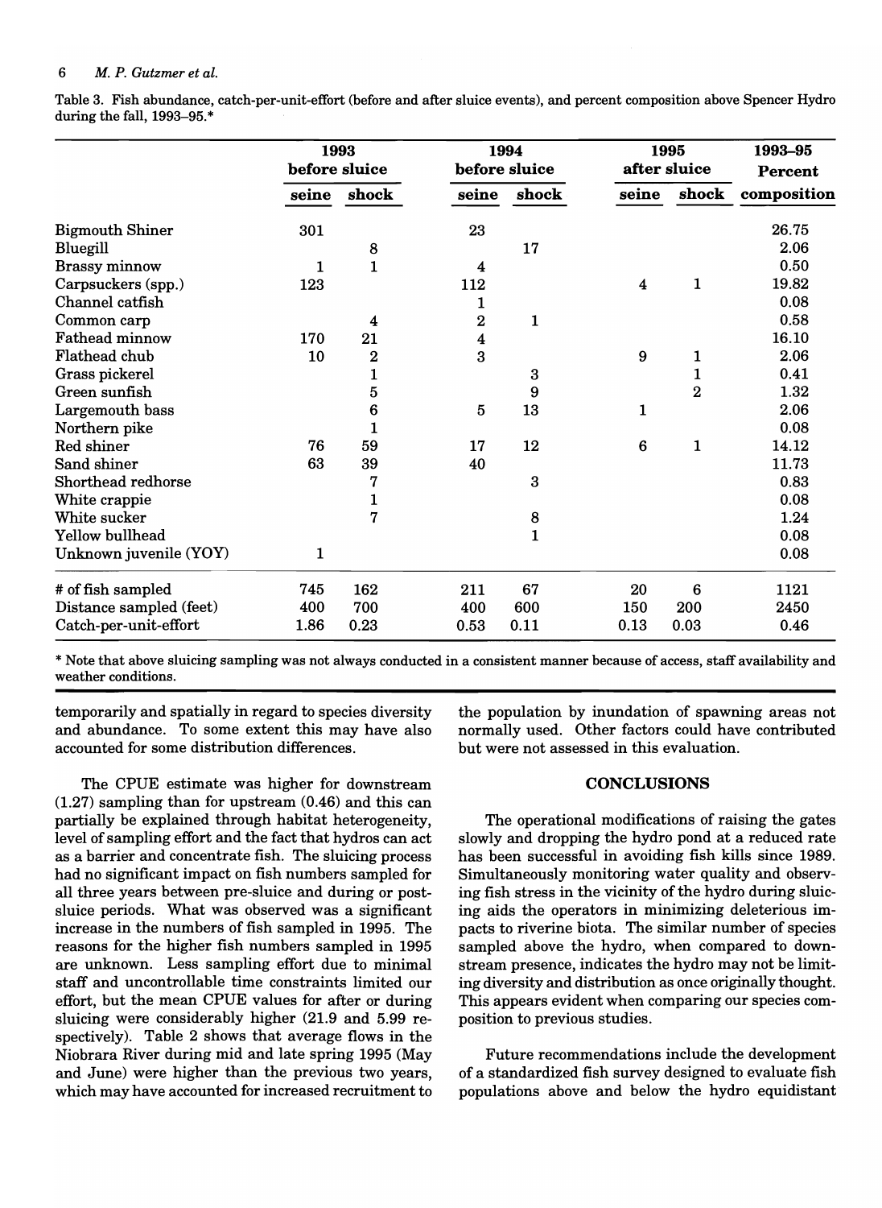Table 3. Fish abundance, catch-per-unit-effort (before and after sluice events), and percent composition above Spencer Hydro during the fall, 1993–95.*

| | 1993 before sluice | | 1994 before sluice | | 1995 after sluice | | 1993–95 Percent |
|---|---|---|---|---|---|---|---|
| | seine | shock | seine | shock | seine | shock | composition |
| Bigmouth Shiner | 301 | | 23 | | | | 26.75 |
| Bluegill | | 8 | | 17 | | | 2.06 |
| Brassy minnow | 1 | 1 | 4 | | | | 0.50 |
| Carpsuckers (spp.) | 123 | | 112 | | 4 | 1 | 19.82 |
| Channel catfish | | | 1 | | | | 0.08 |
| Common carp | | 4 | 2 | 1 | | | 0.58 |
| Fathead minnow | 170 | 21 | 4 | | | | 16.10 |
| Flathead chub | 10 | 2 | 3 | | 9 | 1 | 2.06 |
| Grass pickerel | | 1 | | 3 | | 1 | 0.41 |
| Green sunfish | | 5 | | 9 | | 2 | 1.32 |
| Largemouth bass | | 6 | 5 | 13 | 1 | | 2.06 |
| Northern pike | | 1 | | | | | 0.08 |
| Red shiner | 76 | 59 | 17 | 12 | 6 | 1 | 14.12 |
| Sand shiner | 63 | 39 | 40 | | | | 11.73 |
| Shorthead redhorse | | 7 | | 3 | | | 0.83 |
| White crappie | | 1 | | | | | 0.08 |
| White sucker | | 7 | | 8 | | | 1.24 |
| Yellow bullhead | | | | 1 | | | 0.08 |
| Unknown juvenile (YOY) | 1 | | | | | | 0.08 |
| # of fish sampled | 745 | 162 | 211 | 67 | 20 | 6 | 1121 |
| Distance sampled (feet) | 400 | 700 | 400 | 600 | 150 | 200 | 2450 |
| Catch-per-unit-effort | 1.86 | 0.23 | 0.53 | 0.11 | 0.13 | 0.03 | 0.46 |

* Note that above sluicing sampling was not always conducted in a consistent manner because of access, staff availability and weather conditions.

temporarily and spatially in regard to species diversity and abundance. To some extent this may have also accounted for some distribution differences.

The CPUE estimate was higher for downstream (1.27) sampling than for upstream (0.46) and this can partially be explained through habitat heterogeneity, level of sampling effort and the fact that hydros can act as a barrier and concentrate fish. The sluicing process had no significant impact on fish numbers sampled for all three years between pre-sluice and during or post-sluice periods. What was observed was a significant increase in the numbers of fish sampled in 1995. The reasons for the higher fish numbers sampled in 1995 are unknown. Less sampling effort due to minimal staff and uncontrollable time constraints limited our effort, but the mean CPUE values for after or during sluicing were considerably higher (21.9 and 5.99 respectively). Table 2 shows that average flows in the Niobrara River during mid and late spring 1995 (May and June) were higher than the previous two years, which may have accounted for increased recruitment to the population by inundation of spawning areas not normally used. Other factors could have contributed but were not assessed in this evaluation.

## CONCLUSIONS

The operational modifications of raising the gates slowly and dropping the hydro pond at a reduced rate has been successful in avoiding fish kills since 1989. Simultaneously monitoring water quality and observing fish stress in the vicinity of the hydro during sluicing aids the operators in minimizing deleterious impacts to riverine biota. The similar number of species sampled above the hydro, when compared to downstream presence, indicates the hydro may not be limiting diversity and distribution as once originally thought. This appears evident when comparing our species composition to previous studies.

Future recommendations include the development of a standardized fish survey designed to evaluate fish populations above and below the hydro equidistant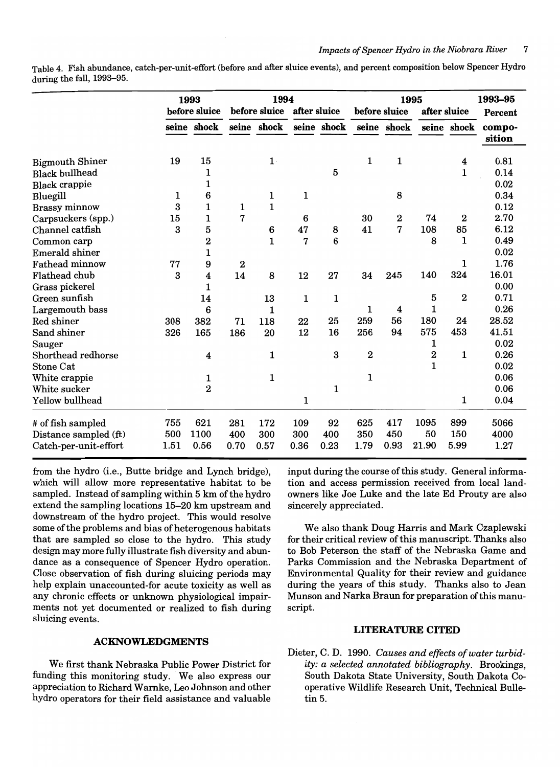Table 4. Fish abundance, catch-per-unit-effort (before and after sluice events), and percent composition below Spencer Hydro during the fall, 1993–95.

| | 1993 | | 1994 | | | | 1995 | | | | 1993–95 |
|---|---|---|---|---|---|---|---|---|---|---|---|
| | before sluice | | before sluice | | after sluice | | before sluice | | after sluice | | Percent |
| | seine | shock | seine | shock | seine | shock | seine | shock | seine | shock | composition |
| Bigmouth Shiner | 19 | 15 | | 1 | | | 1 | 1 | | 4 | 0.81 |
| Black bullhead | | 1 | | | | 5 | | | | 1 | 0.14 |
| Black crappie | | 1 | | | | | | | | | 0.02 |
| Bluegill | 1 | 6 | | 1 | 1 | | | 8 | | | 0.34 |
| Brassy minnow | 3 | 1 | 1 | 1 | | | | | | | 0.12 |
| Carpsuckers (spp.) | 15 | 1 | 7 | | 6 | | 30 | 2 | 74 | 2 | 2.70 |
| Channel catfish | 3 | 5 | | 6 | 47 | 8 | 41 | 7 | 108 | 85 | 6.12 |
| Common carp | | 2 | | 1 | 7 | 6 | | | 8 | 1 | 0.49 |
| Emerald shiner | | 1 | | | | | | | | | 0.02 |
| Fathead minnow | 77 | 9 | 2 | | | | | | | 1 | 1.76 |
| Flathead chub | 3 | 4 | 14 | 8 | 12 | 27 | 34 | 245 | 140 | 324 | 16.01 |
| Grass pickerel | | 1 | | | | | | | | | 0.00 |
| Green sunfish | | 14 | | 13 | 1 | 1 | | | 5 | 2 | 0.71 |
| Largemouth bass | | 6 | | 1 | | | 1 | 4 | 1 | | 0.26 |
| Red shiner | 308 | 382 | 71 | 118 | 22 | 25 | 259 | 56 | 180 | 24 | 28.52 |
| Sand shiner | 326 | 165 | 186 | 20 | 12 | 16 | 256 | 94 | 575 | 453 | 41.51 |
| Sauger | | | | | | | | | 1 | | 0.02 |
| Shorthead redhorse | | 4 | | 1 | | 3 | 2 | | 2 | 1 | 0.26 |
| Stone Cat | | | | | | | | | 1 | | 0.02 |
| White crappie | | 1 | | 1 | | | 1 | | | | 0.06 |
| White sucker | | 2 | | | | 1 | | | | | 0.06 |
| Yellow bullhead | | | | | 1 | | | | | 1 | 0.04 |
| # of fish sampled | 755 | 621 | 281 | 172 | 109 | 92 | 625 | 417 | 1095 | 899 | 5066 |
| Distance sampled (ft) | 500 | 1100 | 400 | 300 | 300 | 400 | 350 | 450 | 50 | 150 | 4000 |
| Catch-per-unit-effort | 1.51 | 0.56 | 0.70 | 0.57 | 0.36 | 0.23 | 1.79 | 0.93 | 21.90 | 5.99 | 1.27 |

from the hydro (i.e., Butte bridge and Lynch bridge), which will allow more representative habitat to be sampled. Instead of sampling within 5 km of the hydro extend the sampling locations 15–20 km upstream and downstream of the hydro project. This would resolve some of the problems and bias of heterogenous habitats that are sampled so close to the hydro. This study design may more fully illustrate fish diversity and abundance as a consequence of Spencer Hydro operation. Close observation of fish during sluicing periods may help explain unaccounted-for acute toxicity as well as any chronic effects or unknown physiological impairments not yet documented or realized to fish during sluicing events.

## ACKNOWLEDGMENTS

We first thank Nebraska Public Power District for funding this monitoring study. We also express our appreciation to Richard Warnke, Leo Johnson and other hydro operators for their field assistance and valuable input during the course of this study. General information and access permission received from local landowners like Joe Luke and the late Ed Prouty are also sincerely appreciated.

We also thank Doug Harris and Mark Czaplewski for their critical review of this manuscript. Thanks also to Bob Peterson the staff of the Nebraska Game and Parks Commission and the Nebraska Department of Environmental Quality for their review and guidance during the years of this study. Thanks also to Jean Munson and Narka Braun for preparation of this manuscript.

## LITERATURE CITED

Dieter, C. D. 1990. *Causes and effects of water turbidity: a selected annotated bibliography*. Brookings, South Dakota State University, South Dakota Cooperative Wildlife Research Unit, Technical Bulletin 5.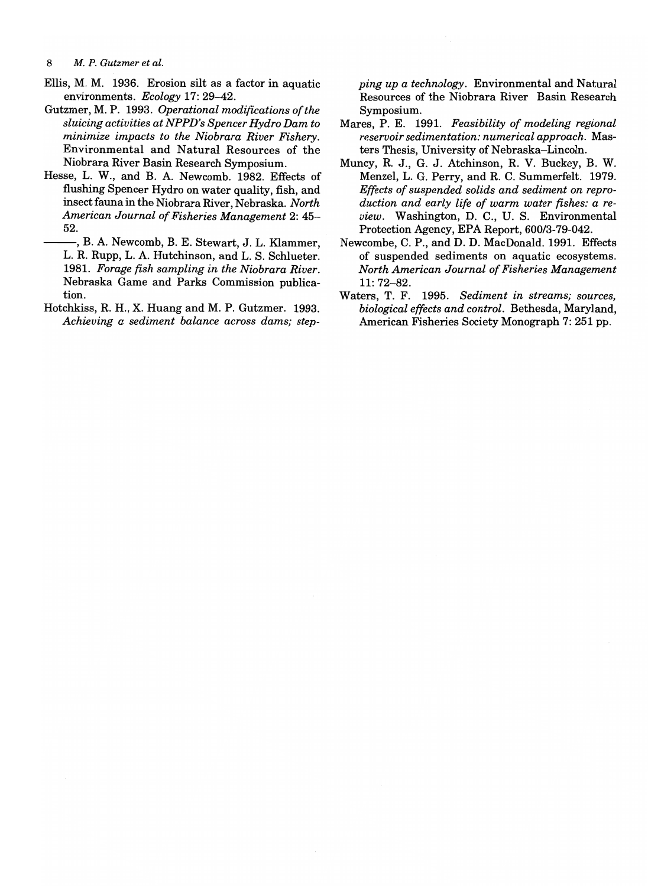Ellis, M. M. 1936. Erosion silt as a factor in aquatic environments. *Ecology* 17: 29–42.

Gutzmer, M. P. 1993. *Operational modifications of the sluicing activities at NPPD's Spencer Hydro Dam to minimize impacts to the Niobrara River Fishery*. Environmental and Natural Resources of the Niobrara River Basin Research Symposium.

Hesse, L. W., and B. A. Newcomb. 1982. Effects of flushing Spencer Hydro on water quality, fish, and insect fauna in the Niobrara River, Nebraska. *North American Journal of Fisheries Management* 2: 45–52.

———, B. A. Newcomb, B. E. Stewart, J. L. Klammer, L. R. Rupp, L. A. Hutchinson, and L. S. Schlueter. 1981. *Forage fish sampling in the Niobrara River*. Nebraska Game and Parks Commission publication.

Hotchkiss, R. H., X. Huang and M. P. Gutzmer. 1993. *Achieving a sediment balance across dams; stepping up a technology*. Environmental and Natural Resources of the Niobrara River Basin Research Symposium.

Mares, P. E. 1991. *Feasibility of modeling regional reservoir sedimentation: numerical approach*. Masters Thesis, University of Nebraska–Lincoln.

Muncy, R. J., G. J. Atchinson, R. V. Buckey, B. W. Menzel, L. G. Perry, and R. C. Summerfelt. 1979. *Effects of suspended solids and sediment on reproduction and early life of warm water fishes: a review*. Washington, D. C., U. S. Environmental Protection Agency, EPA Report, 600/3-79-042.

Newcombe, C. P., and D. D. MacDonald. 1991. Effects of suspended sediments on aquatic ecosystems. *North American Journal of Fisheries Management* 11: 72–82.

Waters, T. F. 1995. *Sediment in streams; sources, biological effects and control*. Bethesda, Maryland, American Fisheries Society Monograph 7: 251 pp.